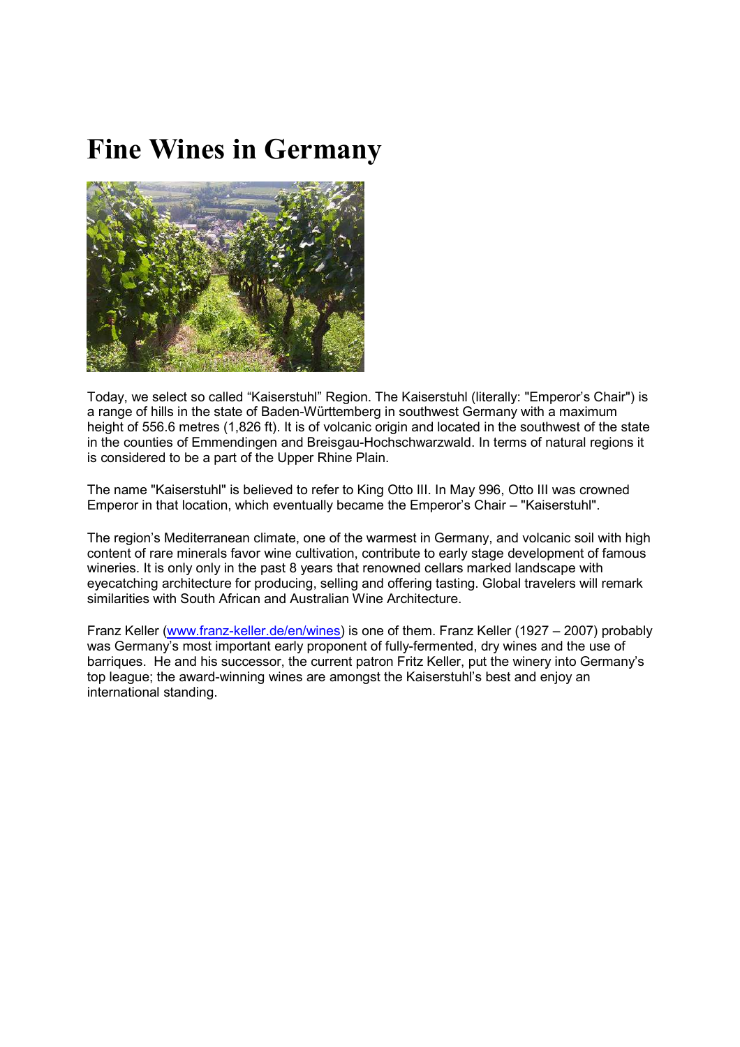# Fine Wines in Germany

Today, we select so called “Kaiserstuhl” Region. The Kaiserstuhl (literally: "Emperor’s Chair") is a range of hills in the state of Baden-Württemberg in southwest Germany with a maximum height of 556.6 metres (1,826 ft). It is of volcanic origin and located in the southwest of the state in the counties of Emmendingen and Breisgau-Hochschwarzwald. In terms of natural regions it is considered to be a part of the Upper Rhine Plain.

The name "Kaiserstuhl" is believed to refer to King Otto III. In May 996, Otto III was crowned Emperor in that location, which eventually became the Emperor’s Chair – "Kaiserstuhl".

The region’s Mediterranean climate, one of the warmest in Germany, and volcanic soil with high content of rare minerals favor wine cultivation, contribute to early stage development of famous wineries. It is only only in the past 8 years that renowned cellars marked landscape with eyecatching architecture for producing, selling and offering tasting. Global travelers will remark similarities with South African and Australian Wine Architecture.

Franz Keller ([www.franz-keller.de/en/wines](http://www.franz-keller.de/en/wines)) is one of them. Franz Keller (1927 – 2007) probably was Germany’s most important early proponent of fully-fermented, dry wines and the use of barriques. He and his successor, the current patron Fritz Keller, put the winery into Germany’s top league; the award-winning wines are amongst the Kaiserstuhl’s best and enjoy an international standing.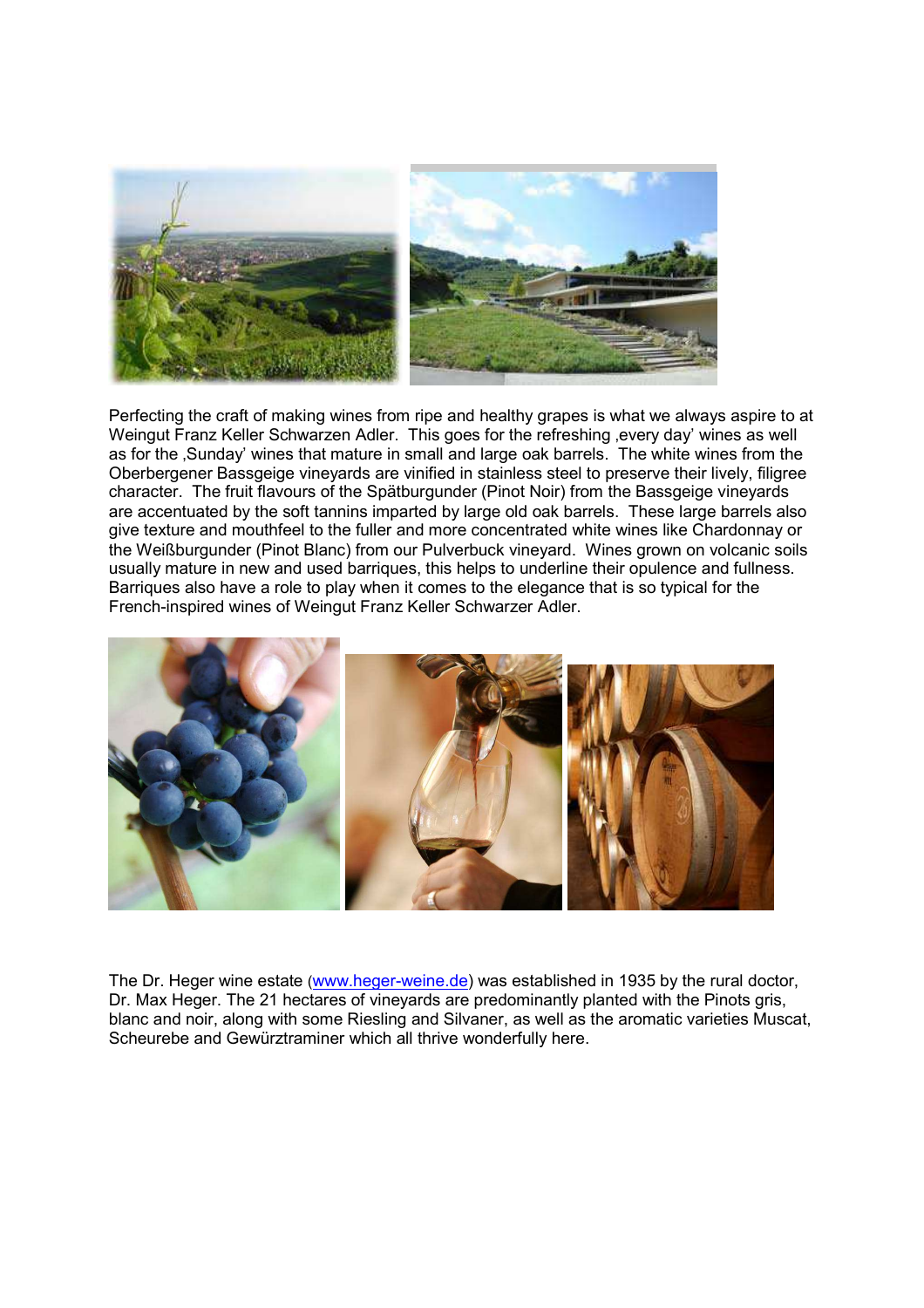Perfecting the craft of making wines from ripe and healthy grapes is what we always aspire to at Weingut Franz Keller Schwarzen Adler. This goes for the refreshing ‚every day' wines as well as for the ‚Sunday' wines that mature in small and large oak barrels. The white wines from the Oberbergener Bassgeige vineyards are vinified in stainless steel to preserve their lively, filigree character. The fruit flavours of the Spätburgunder (Pinot Noir) from the Bassgeige vineyards are accentuated by the soft tannins imparted by large old oak barrels. These large barrels also give texture and mouthfeel to the fuller and more concentrated white wines like Chardonnay or the Weißburgunder (Pinot Blanc) from our Pulverbuck vineyard. Wines grown on volcanic soils usually mature in new and used barriques, this helps to underline their opulence and fullness. Barriques also have a role to play when it comes to the elegance that is so typical for the French-inspired wines of Weingut Franz Keller Schwarzer Adler.

The Dr. Heger wine estate (www.heger-weine.de) was established in 1935 by the rural doctor, Dr. Max Heger. The 21 hectares of vineyards are predominantly planted with the Pinots gris, blanc and noir, along with some Riesling and Silvaner, as well as the aromatic varieties Muscat, Scheurebe and Gewürztraminer which all thrive wonderfully here.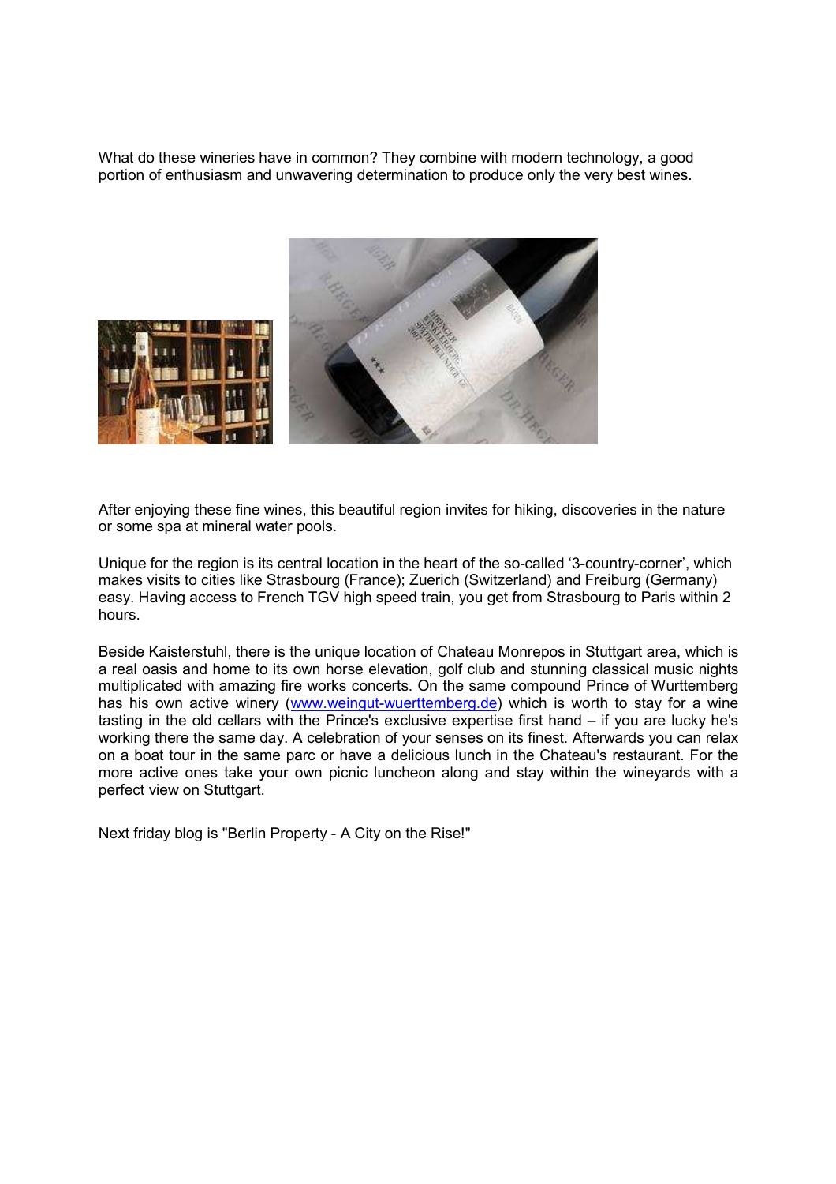What do these wineries have in common? They combine with modern technology, a good portion of enthusiasm and unwavering determination to produce only the very best wines.

After enjoying these fine wines, this beautiful region invites for hiking, discoveries in the nature or some spa at mineral water pools.

Unique for the region is its central location in the heart of the so-called '3-country-corner', which makes visits to cities like Strasbourg (France); Zuerich (Switzerland) and Freiburg (Germany) easy. Having access to French TGV high speed train, you get from Strasbourg to Paris within 2 hours.

Beside Kaisterstuhl, there is the unique location of Chateau Monrepos in Stuttgart area, which is a real oasis and home to its own horse elevation, golf club and stunning classical music nights multiplicated with amazing fire works concerts. On the same compound Prince of Wurttemberg has his own active winery (www.weingut-wuerttemberg.de) which is worth to stay for a wine tasting in the old cellars with the Prince's exclusive expertise first hand – if you are lucky he's working there the same day. A celebration of your senses on its finest. Afterwards you can relax on a boat tour in the same parc or have a delicious lunch in the Chateau's restaurant. For the more active ones take your own picnic luncheon along and stay within the wineyards with a perfect view on Stuttgart.

Next friday blog is "Berlin Property - A City on the Rise!"